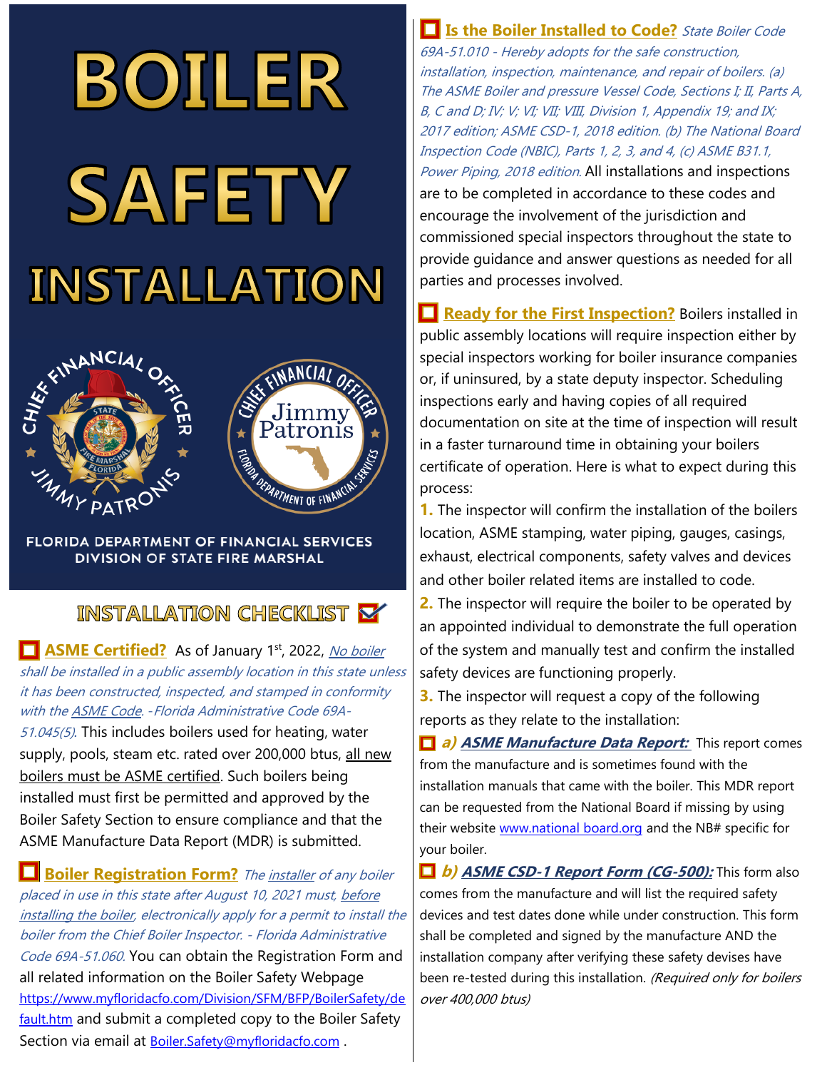# BOILER SAFETY INSTALLATION

FLORIDA DEPARTMENT OF FINANCIAL SERVICES
DIVISION OF STATE FIRE MARSHAL

## INSTALLATION CHECKLIST

☐ **ASME Certified?** As of January 1st, 2022, *No boiler shall be installed in a public assembly location in this state unless it has been constructed, inspected, and stamped in conformity with the ASME Code. -Florida Administrative Code 69A-51.045(5).* This includes boilers used for heating, water supply, pools, steam etc. rated over 200,000 btus, all new boilers must be ASME certified. Such boilers being installed must first be permitted and approved by the Boiler Safety Section to ensure compliance and that the ASME Manufacture Data Report (MDR) is submitted.

☐ **Boiler Registration Form?** *The installer of any boiler placed in use in this state after August 10, 2021 must, before installing the boiler, electronically apply for a permit to install the boiler from the Chief Boiler Inspector. - Florida Administrative Code 69A-51.060.* You can obtain the Registration Form and all related information on the Boiler Safety Webpage https://www.myfloridacfo.com/Division/SFM/BFP/BoilerSafety/default.htm and submit a completed copy to the Boiler Safety Section via email at Boiler.Safety@myfloridacfo.com .

☐ **Is the Boiler Installed to Code?** *State Boiler Code 69A-51.010 - Hereby adopts for the safe construction, installation, inspection, maintenance, and repair of boilers. (a) The ASME Boiler and pressure Vessel Code, Sections I; II, Parts A, B, C and D; IV; V; VI; VII; VIII, Division 1, Appendix 19; and IX; 2017 edition; ASME CSD-1, 2018 edition. (b) The National Board Inspection Code (NBIC), Parts 1, 2, 3, and 4, (c) ASME B31.1, Power Piping, 2018 edition.* All installations and inspections are to be completed in accordance to these codes and encourage the involvement of the jurisdiction and commissioned special inspectors throughout the state to provide guidance and answer questions as needed for all parties and processes involved.

☐ **Ready for the First Inspection?** Boilers installed in public assembly locations will require inspection either by special inspectors working for boiler insurance companies or, if uninsured, by a state deputy inspector. Scheduling inspections early and having copies of all required documentation on site at the time of inspection will result in a faster turnaround time in obtaining your boilers certificate of operation. Here is what to expect during this process:

**1.** The inspector will confirm the installation of the boilers location, ASME stamping, water piping, gauges, casings, exhaust, electrical components, safety valves and devices and other boiler related items are installed to code.

**2.** The inspector will require the boiler to be operated by an appointed individual to demonstrate the full operation of the system and manually test and confirm the installed safety devices are functioning properly.

**3.** The inspector will request a copy of the following reports as they relate to the installation:

☐ ***a) ASME Manufacture Data Report:*** This report comes from the manufacture and is sometimes found with the installation manuals that came with the boiler. This MDR report can be requested from the National Board if missing by using their website www.national board.org and the NB# specific for your boiler.

☐ ***b) ASME CSD-1 Report Form (CG-500):*** This form also comes from the manufacture and will list the required safety devices and test dates done while under construction. This form shall be completed and signed by the manufacture AND the installation company after verifying these safety devises have been re-tested during this installation. *(Required only for boilers over 400,000 btus)*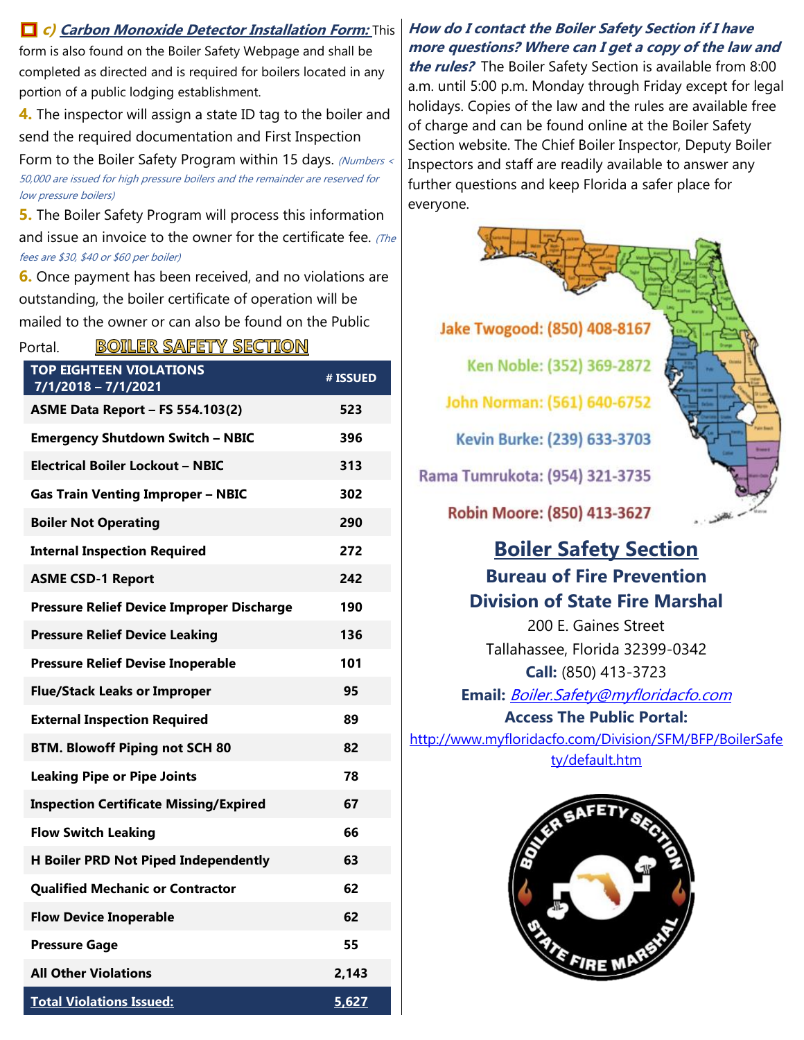☐ ***c) Carbon Monoxide Detector Installation Form:*** This form is also found on the Boiler Safety Webpage and shall be completed as directed and is required for boilers located in any portion of a public lodging establishment.

**4.** The inspector will assign a state ID tag to the boiler and send the required documentation and First Inspection Form to the Boiler Safety Program within 15 days. *(Numbers < 50,000 are issued for high pressure boilers and the remainder are reserved for low pressure boilers)*

**5.** The Boiler Safety Program will process this information and issue an invoice to the owner for the certificate fee. *(The fees are $30, $40 or $60 per boiler)*

**6.** Once payment has been received, and no violations are outstanding, the boiler certificate of operation will be mailed to the owner or can also be found on the Public Portal.

## BOILER SAFETY SECTION

| TOP EIGHTEEN VIOLATIONS 7/1/2018 – 7/1/2021 | # ISSUED |
|---|---|
| ASME Data Report – FS 554.103(2) | 523 |
| Emergency Shutdown Switch – NBIC | 396 |
| Electrical Boiler Lockout – NBIC | 313 |
| Gas Train Venting Improper – NBIC | 302 |
| Boiler Not Operating | 290 |
| Internal Inspection Required | 272 |
| ASME CSD-1 Report | 242 |
| Pressure Relief Device Improper Discharge | 190 |
| Pressure Relief Device Leaking | 136 |
| Pressure Relief Devise Inoperable | 101 |
| Flue/Stack Leaks or Improper | 95 |
| External Inspection Required | 89 |
| BTM. Blowoff Piping not SCH 80 | 82 |
| Leaking Pipe or Pipe Joints | 78 |
| Inspection Certificate Missing/Expired | 67 |
| Flow Switch Leaking | 66 |
| H Boiler PRD Not Piped Independently | 63 |
| Qualified Mechanic or Contractor | 62 |
| Flow Device Inoperable | 62 |
| Pressure Gage | 55 |
| All Other Violations | 2,143 |
| **Total Violations Issued:** | **5,627** |

***How do I contact the Boiler Safety Section if I have more questions? Where can I get a copy of the law and the rules?*** The Boiler Safety Section is available from 8:00 a.m. until 5:00 p.m. Monday through Friday except for legal holidays. Copies of the law and the rules are available free of charge and can be found online at the Boiler Safety Section website. The Chief Boiler Inspector, Deputy Boiler Inspectors and staff are readily available to answer any further questions and keep Florida a safer place for everyone.

Jake Twogood: (850) 408-8167

Ken Noble: (352) 369-2872

John Norman: (561) 640-6752

Kevin Burke: (239) 633-3703

Rama Tumrukota: (954) 321-3735

Robin Moore: (850) 413-3627

## Boiler Safety Section
### Bureau of Fire Prevention
### Division of State Fire Marshal

200 E. Gaines Street
Tallahassee, Florida 32399-0342

**Call:** (850) 413-3723

**Email:** *Boiler.Safety@myfloridacfo.com*

**Access The Public Portal:**

http://www.myfloridacfo.com/Division/SFM/BFP/BoilerSafety/default.htm

BOILER SAFETY SECTION
STATE FIRE MARSHAL